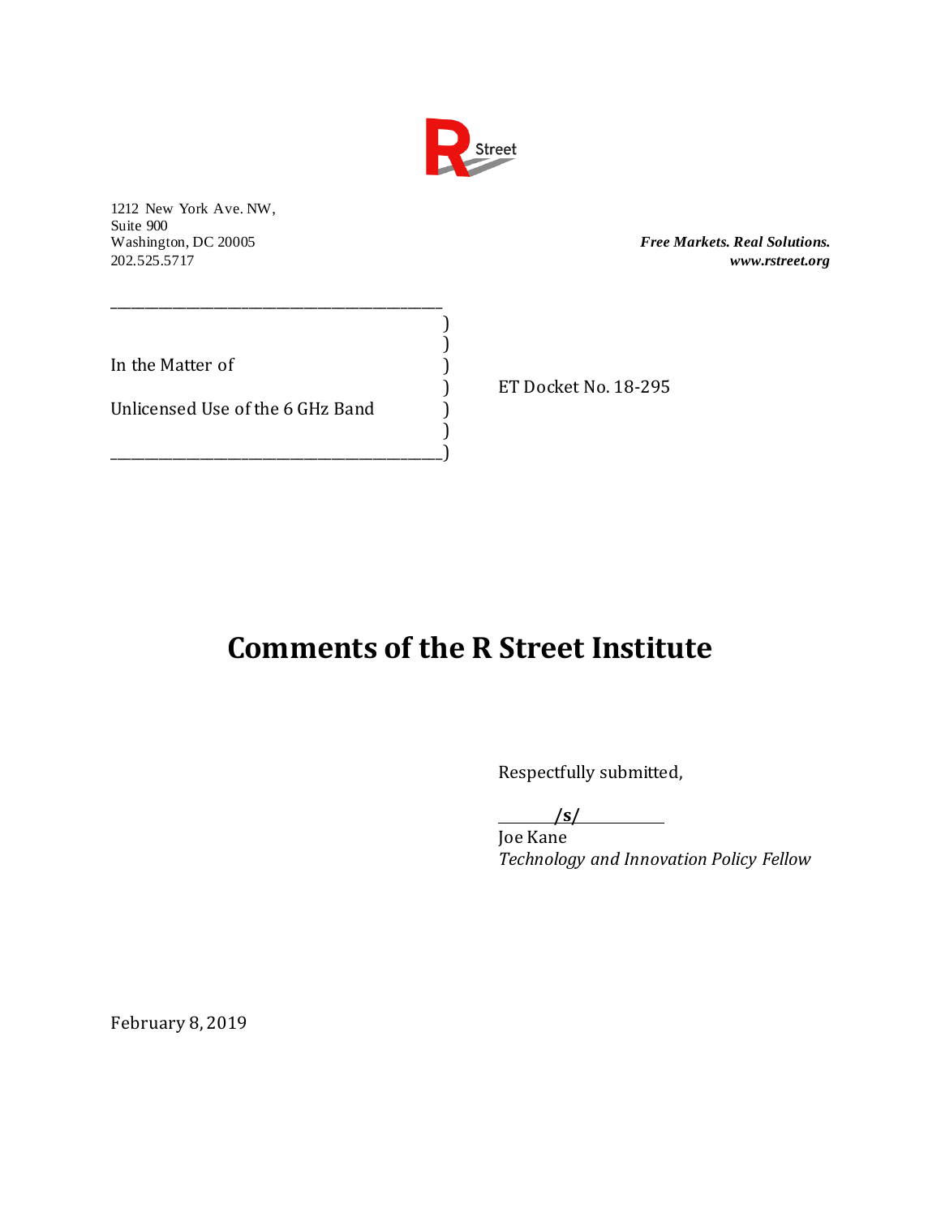R Street

1212 New York Ave. NW,
Suite 900
Washington, DC 20005
202.525.5717

***Free Markets. Real Solutions.***
***www.rstreet.org***

| | |
|---|---|
| In the Matter of<br><br>Unlicensed Use of the 6 GHz Band | ET Docket No. 18-295 |

# Comments of the R Street Institute

Respectfully submitted,

***/s/***
Joe Kane
*Technology and Innovation Policy Fellow*

February 8, 2019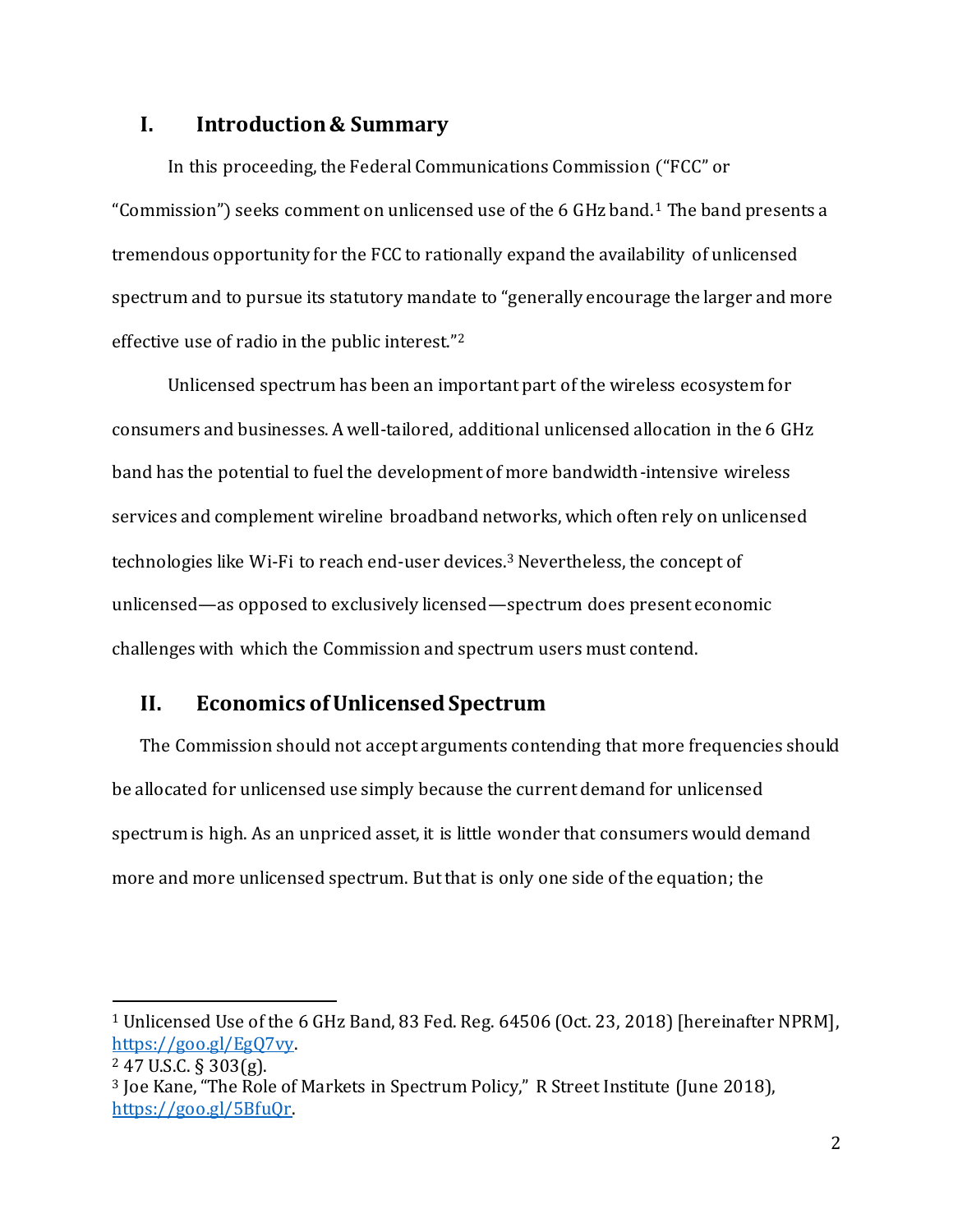## I. Introduction & Summary

In this proceeding, the Federal Communications Commission ("FCC" or "Commission") seeks comment on unlicensed use of the 6 GHz band.[1] The band presents a tremendous opportunity for the FCC to rationally expand the availability of unlicensed spectrum and to pursue its statutory mandate to "generally encourage the larger and more effective use of radio in the public interest."[2]

Unlicensed spectrum has been an important part of the wireless ecosystem for consumers and businesses. A well-tailored, additional unlicensed allocation in the 6 GHz band has the potential to fuel the development of more bandwidth-intensive wireless services and complement wireline broadband networks, which often rely on unlicensed technologies like Wi-Fi to reach end-user devices.[3] Nevertheless, the concept of unlicensed—as opposed to exclusively licensed—spectrum does present economic challenges with which the Commission and spectrum users must contend.

## II. Economics of Unlicensed Spectrum

The Commission should not accept arguments contending that more frequencies should be allocated for unlicensed use simply because the current demand for unlicensed spectrum is high. As an unpriced asset, it is little wonder that consumers would demand more and more unlicensed spectrum. But that is only one side of the equation; the

---

[1] Unlicensed Use of the 6 GHz Band, 83 Fed. Reg. 64506 (Oct. 23, 2018) [hereinafter NPRM], https://goo.gl/EgQ7vy.

[2] 47 U.S.C. § 303(g).

[3] Joe Kane, "The Role of Markets in Spectrum Policy," R Street Institute (June 2018), https://goo.gl/5BfuQr.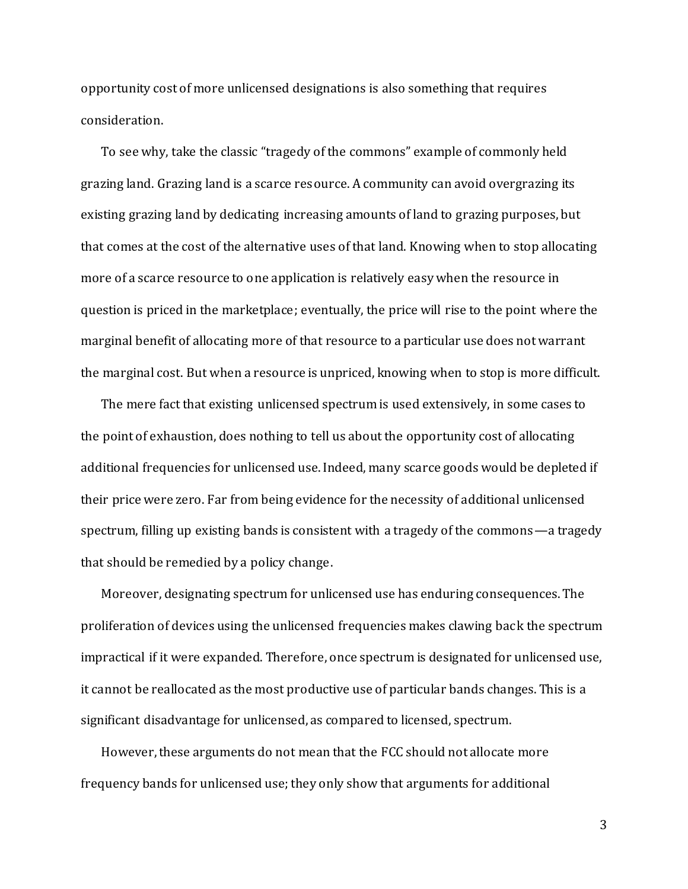opportunity cost of more unlicensed designations is also something that requires consideration.

To see why, take the classic "tragedy of the commons" example of commonly held grazing land. Grazing land is a scarce resource. A community can avoid overgrazing its existing grazing land by dedicating increasing amounts of land to grazing purposes, but that comes at the cost of the alternative uses of that land. Knowing when to stop allocating more of a scarce resource to one application is relatively easy when the resource in question is priced in the marketplace; eventually, the price will rise to the point where the marginal benefit of allocating more of that resource to a particular use does not warrant the marginal cost. But when a resource is unpriced, knowing when to stop is more difficult.

The mere fact that existing unlicensed spectrum is used extensively, in some cases to the point of exhaustion, does nothing to tell us about the opportunity cost of allocating additional frequencies for unlicensed use. Indeed, many scarce goods would be depleted if their price were zero. Far from being evidence for the necessity of additional unlicensed spectrum, filling up existing bands is consistent with a tragedy of the commons—a tragedy that should be remedied by a policy change.

Moreover, designating spectrum for unlicensed use has enduring consequences. The proliferation of devices using the unlicensed frequencies makes clawing back the spectrum impractical if it were expanded. Therefore, once spectrum is designated for unlicensed use, it cannot be reallocated as the most productive use of particular bands changes. This is a significant disadvantage for unlicensed, as compared to licensed, spectrum.

However, these arguments do not mean that the FCC should not allocate more frequency bands for unlicensed use; they only show that arguments for additional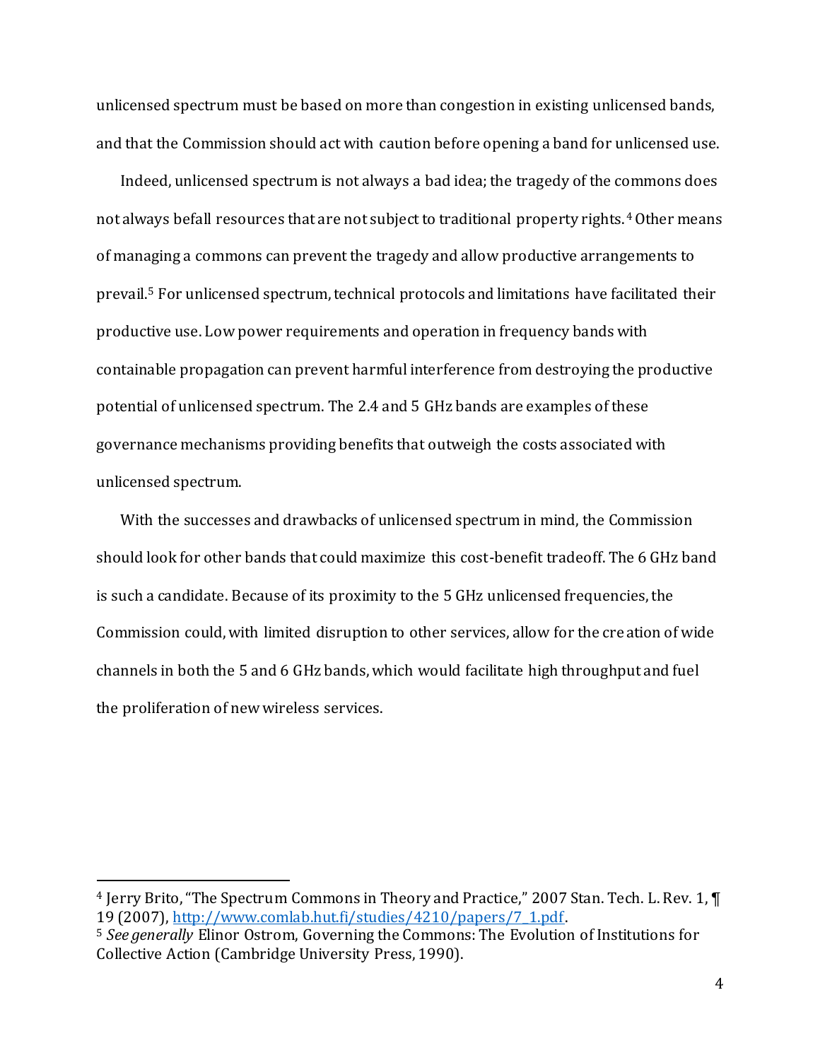unlicensed spectrum must be based on more than congestion in existing unlicensed bands, and that the Commission should act with caution before opening a band for unlicensed use.

Indeed, unlicensed spectrum is not always a bad idea; the tragedy of the commons does not always befall resources that are not subject to traditional property rights.[4] Other means of managing a commons can prevent the tragedy and allow productive arrangements to prevail.[5] For unlicensed spectrum, technical protocols and limitations have facilitated their productive use. Low power requirements and operation in frequency bands with containable propagation can prevent harmful interference from destroying the productive potential of unlicensed spectrum. The 2.4 and 5 GHz bands are examples of these governance mechanisms providing benefits that outweigh the costs associated with unlicensed spectrum.

With the successes and drawbacks of unlicensed spectrum in mind, the Commission should look for other bands that could maximize this cost-benefit tradeoff. The 6 GHz band is such a candidate. Because of its proximity to the 5 GHz unlicensed frequencies, the Commission could, with limited disruption to other services, allow for the creation of wide channels in both the 5 and 6 GHz bands, which would facilitate high throughput and fuel the proliferation of new wireless services.

---

[4] Jerry Brito, "The Spectrum Commons in Theory and Practice," 2007 Stan. Tech. L. Rev. 1, ¶ 19 (2007), [http://www.comlab.hut.fi/studies/4210/papers/7_1.pdf](http://www.comlab.hut.fi/studies/4210/papers/7_1.pdf).

[5] *See generally* Elinor Ostrom, Governing the Commons: The Evolution of Institutions for Collective Action (Cambridge University Press, 1990).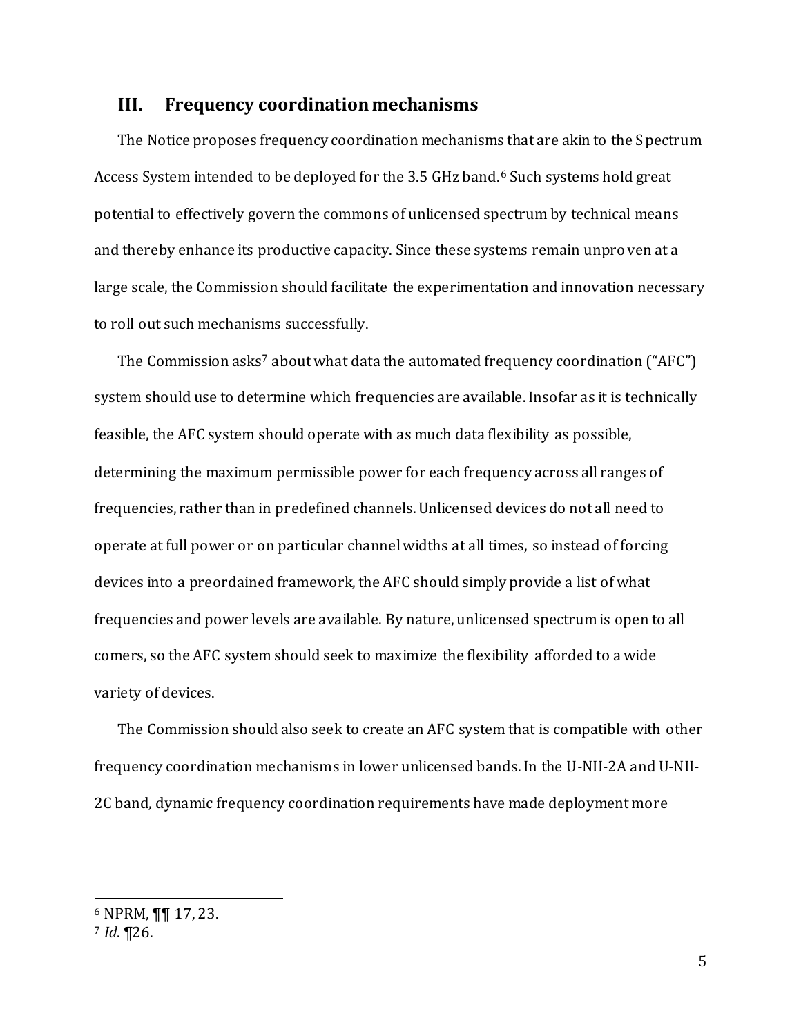## III. Frequency coordination mechanisms

The Notice proposes frequency coordination mechanisms that are akin to the Spectrum Access System intended to be deployed for the 3.5 GHz band.[6] Such systems hold great potential to effectively govern the commons of unlicensed spectrum by technical means and thereby enhance its productive capacity. Since these systems remain unproven at a large scale, the Commission should facilitate the experimentation and innovation necessary to roll out such mechanisms successfully.

The Commission asks[7] about what data the automated frequency coordination ("AFC") system should use to determine which frequencies are available. Insofar as it is technically feasible, the AFC system should operate with as much data flexibility as possible, determining the maximum permissible power for each frequency across all ranges of frequencies, rather than in predefined channels. Unlicensed devices do not all need to operate at full power or on particular channel widths at all times, so instead of forcing devices into a preordained framework, the AFC should simply provide a list of what frequencies and power levels are available. By nature, unlicensed spectrum is open to all comers, so the AFC system should seek to maximize the flexibility afforded to a wide variety of devices.

The Commission should also seek to create an AFC system that is compatible with other frequency coordination mechanisms in lower unlicensed bands. In the U-NII-2A and U-NII-2C band, dynamic frequency coordination requirements have made deployment more

---

[6] NPRM, ¶¶ 17, 23.

[7] *Id.* ¶26.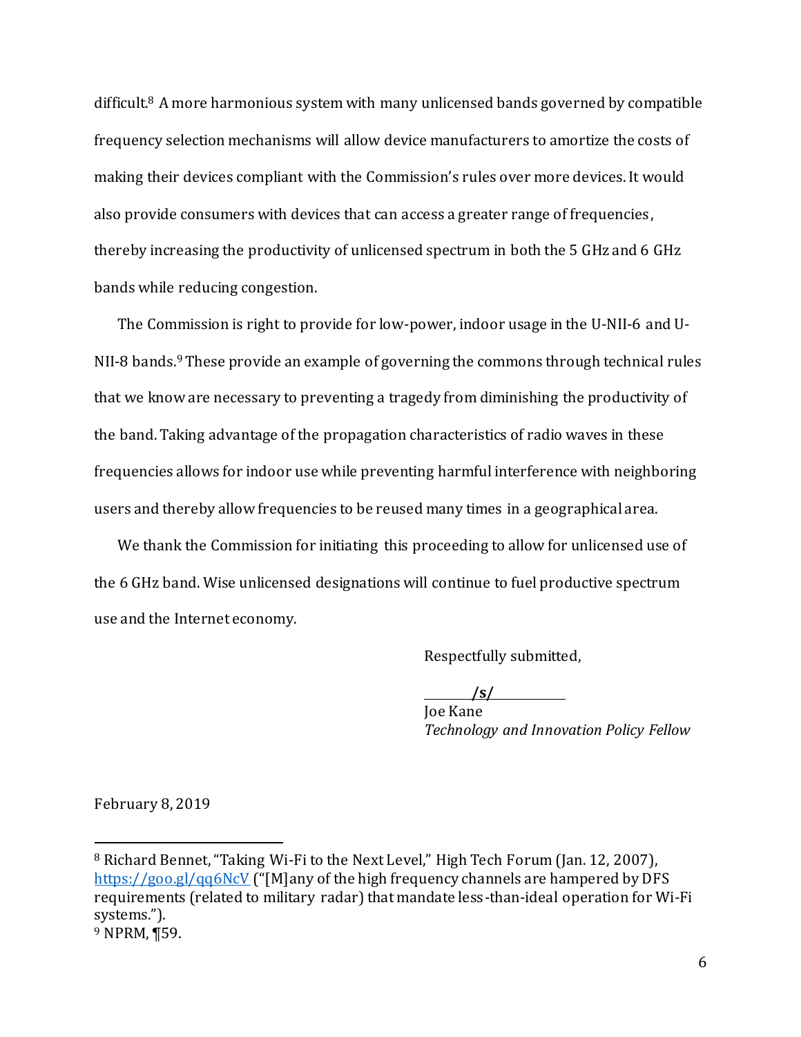difficult.[8] A more harmonious system with many unlicensed bands governed by compatible frequency selection mechanisms will allow device manufacturers to amortize the costs of making their devices compliant with the Commission's rules over more devices. It would also provide consumers with devices that can access a greater range of frequencies, thereby increasing the productivity of unlicensed spectrum in both the 5 GHz and 6 GHz bands while reducing congestion.

The Commission is right to provide for low-power, indoor usage in the U-NII-6 and U-NII-8 bands.[9] These provide an example of governing the commons through technical rules that we know are necessary to preventing a tragedy from diminishing the productivity of the band. Taking advantage of the propagation characteristics of radio waves in these frequencies allows for indoor use while preventing harmful interference with neighboring users and thereby allow frequencies to be reused many times in a geographical area.

We thank the Commission for initiating this proceeding to allow for unlicensed use of the 6 GHz band. Wise unlicensed designations will continue to fuel productive spectrum use and the Internet economy.

Respectfully submitted,

***/s/***
Joe Kane
*Technology and Innovation Policy Fellow*

February 8, 2019

---

[8] Richard Bennet, "Taking Wi-Fi to the Next Level," High Tech Forum (Jan. 12, 2007), https://goo.gl/qq6NcV ("[M]any of the high frequency channels are hampered by DFS requirements (related to military radar) that mandate less-than-ideal operation for Wi-Fi systems.").

[9] NPRM, ¶59.